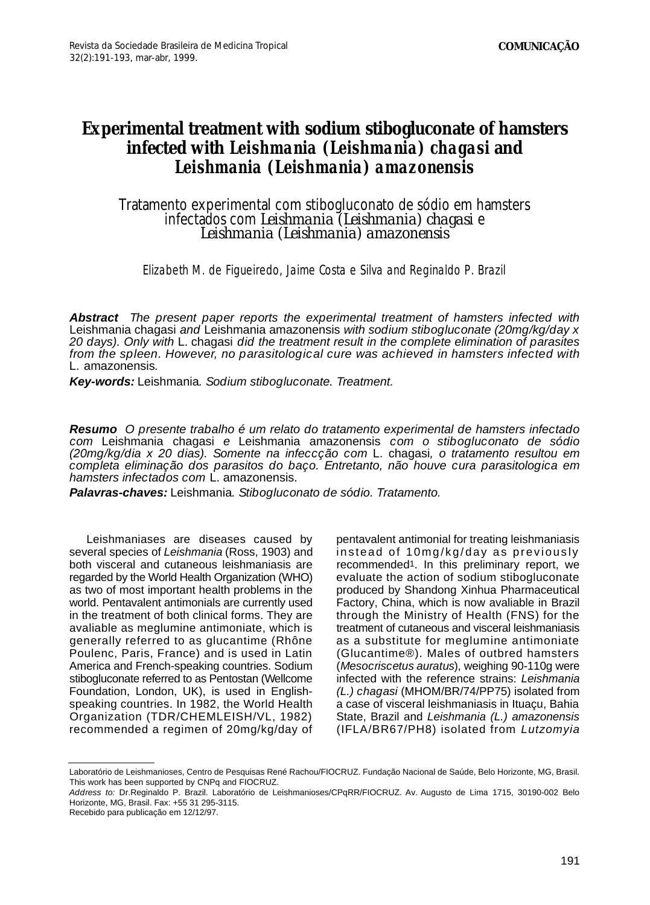COMUNICAÇÃO

# Experimental treatment with sodium stibogluconate of hamsters infected with *Leishmania (Leishmania) chagasi* and *Leishmania (Leishmania) amazonensis*

## Tratamento experimental com stibogluconato de sódio em hamsters infectados com *Leishmania (Leishmania) chagasi* e *Leishmania (Leishmania) amazonensis*

*Elizabeth M. de Figueiredo, Jaime Costa e Silva and Reginaldo P. Brazil*

***Abstract*** *The present paper reports the experimental treatment of hamsters infected with* Leishmania chagasi *and* Leishmania amazonensis *with sodium stibogluconate (20mg/kg/day x 20 days). Only with* L. chagasi *did the treatment result in the complete elimination of parasites from the spleen. However, no parasitological cure was achieved in hamsters infected with* L. amazonensis*.*

***Key-words:*** Leishmania*. Sodium stibogluconate. Treatment.*

***Resumo*** *O presente trabalho é um relato do tratamento experimental de hamsters infectado com* Leishmania chagasi *e* Leishmania amazonensis *com o stibogluconato de sódio (20mg/kg/dia x 20 dias). Somente na infeccção com* L. chagasi*, o tratamento resultou em completa eliminação dos parasitos do baço. Entretanto, não houve cura parasitologica em hamsters infectados com* L. amazonensis*.*

***Palavras-chaves:*** Leishmania*. Stibogluconato de sódio. Tratamento.*

Leishmaniases are diseases caused by several species of *Leishmania* (Ross, 1903) and both visceral and cutaneous leishmaniasis are regarded by the World Health Organization (WHO) as two of most important health problems in the world. Pentavalent antimonials are currently used in the treatment of both clinical forms. They are avaliable as meglumine antimoniate, which is generally referred to as glucantime (Rhône Poulenc, Paris, France) and is used in Latin America and French-speaking countries. Sodium stibogluconate referred to as Pentostan (Wellcome Foundation, London, UK), is used in English-speaking countries. In 1982, the World Health Organization (TDR/CHEMLEISH/VL, 1982) recommended a regimen of 20mg/kg/day of pentavalent antimonial for treating leishmaniasis instead of 10mg/kg/day as previously recommended[1]. In this preliminary report, we evaluate the action of sodium stibogluconate produced by Shandong Xinhua Pharmaceutical Factory, China, which is now avaliable in Brazil through the Ministry of Health (FNS) for the treatment of cutaneous and visceral leishmaniasis as a substitute for meglumine antimoniate (Glucantime®). Males of outbred hamsters (*Mesocriscetus auratus*), weighing 90-110g were infected with the reference strains: *Leishmania (L.) chagasi* (MHOM/BR/74/PP75) isolated from a case of visceral leishmaniasis in Ituaçu, Bahia State, Brazil and *Leishmania (L.) amazonensis* (IFLA/BR67/PH8) isolated from *Lutzomyia*

---

Laboratório de Leishmanioses, Centro de Pesquisas René Rachou/FIOCRUZ. Fundação Nacional de Saúde, Belo Horizonte, MG, Brasil. This work has been supported by CNPq and FIOCRUZ.

*Address to:* Dr.Reginaldo P. Brazil. Laboratório de Leishmanioses/CPqRR/FIOCRUZ. Av. Augusto de Lima 1715, 30190-002 Belo Horizonte, MG, Brasil. Fax: +55 31 295-3115.

Recebido para publicação em 12/12/97.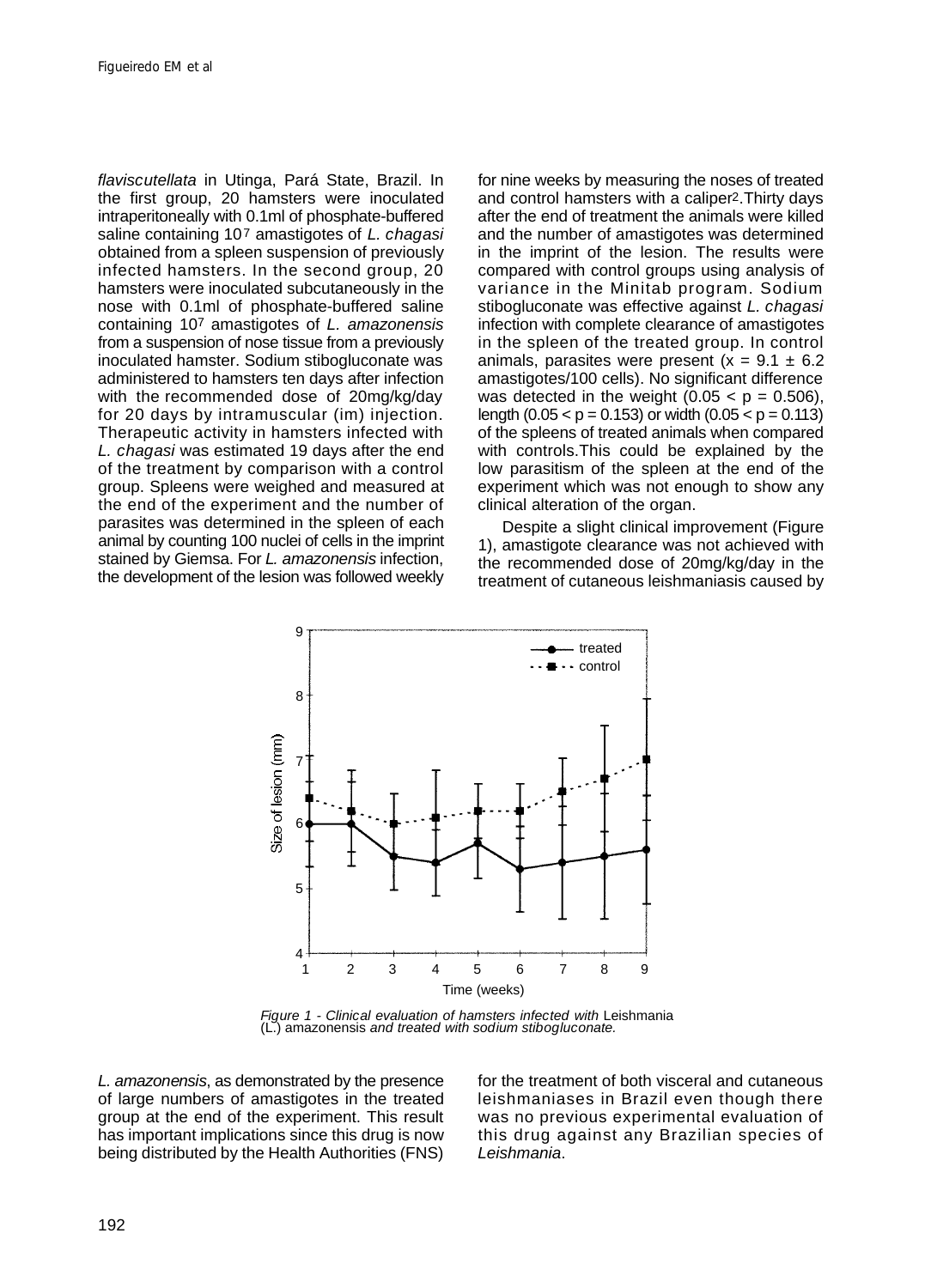*flaviscutellata* in Utinga, Pará State, Brazil. In the first group, 20 hamsters were inoculated intraperitoneally with 0.1ml of phosphate-buffered saline containing $10^7$ amastigotes of *L. chagasi* obtained from a spleen suspension of previously infected hamsters. In the second group, 20 hamsters were inoculated subcutaneously in the nose with 0.1ml of phosphate-buffered saline containing $10^7$ amastigotes of *L. amazonensis* from a suspension of nose tissue from a previously inoculated hamster. Sodium stibogluconate was administered to hamsters ten days after infection with the recommended dose of 20mg/kg/day for 20 days by intramuscular (im) injection. Therapeutic activity in hamsters infected with *L. chagasi* was estimated 19 days after the end of the treatment by comparison with a control group. Spleens were weighed and measured at the end of the experiment and the number of parasites was determined in the spleen of each animal by counting 100 nuclei of cells in the imprint stained by Giemsa. For *L. amazonensis* infection, the development of the lesion was followed weekly for nine weeks by measuring the noses of treated and control hamsters with a caliper[2]. Thirty days after the end of treatment the animals were killed and the number of amastigotes was determined in the imprint of the lesion. The results were compared with control groups using analysis of variance in the Minitab program. Sodium stibogluconate was effective against *L. chagasi* infection with complete clearance of amastigotes in the spleen of the treated group. In control animals, parasites were present ($x = 9.1 \pm 6.2$ amastigotes/100 cells). No significant difference was detected in the weight ($0.05 < p = 0.506$), length ($0.05 < p = 0.153$) or width ($0.05 < p = 0.113$) of the spleens of treated animals when compared with controls. This could be explained by the low parasitism of the spleen at the end of the experiment which was not enough to show any clinical alteration of the organ.

Despite a slight clinical improvement (Figure 1), amastigote clearance was not achieved with the recommended dose of 20mg/kg/day in the treatment of cutaneous leishmaniasis caused by *L. amazonensis*, as demonstrated by the presence of large numbers of amastigotes in the treated group at the end of the experiment. This result has important implications since this drug is now being distributed by the Health Authorities (FNS) for the treatment of both visceral and cutaneous leishmaniases in Brazil even though there was no previous experimental evaluation of this drug against any Brazilian species of *Leishmania*.

*Figure 1 - Clinical evaluation of hamsters infected with* Leishmania (L.) amazonensis *and treated with sodium stibogluconate.*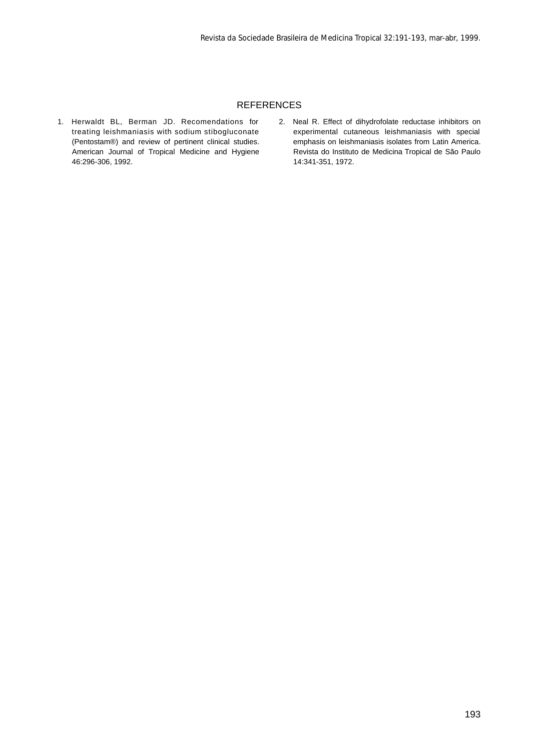## REFERENCES

1. Herwaldt BL, Berman JD. Recomendations for treating leishmaniasis with sodium stibogluconate (Pentostam®) and review of pertinent clinical studies. American Journal of Tropical Medicine and Hygiene 46:296-306, 1992.
2. Neal R. Effect of dihydrofolate reductase inhibitors on experimental cutaneous leishmaniasis with special emphasis on leishmaniasis isolates from Latin America. Revista do Instituto de Medicina Tropical de São Paulo 14:341-351, 1972.